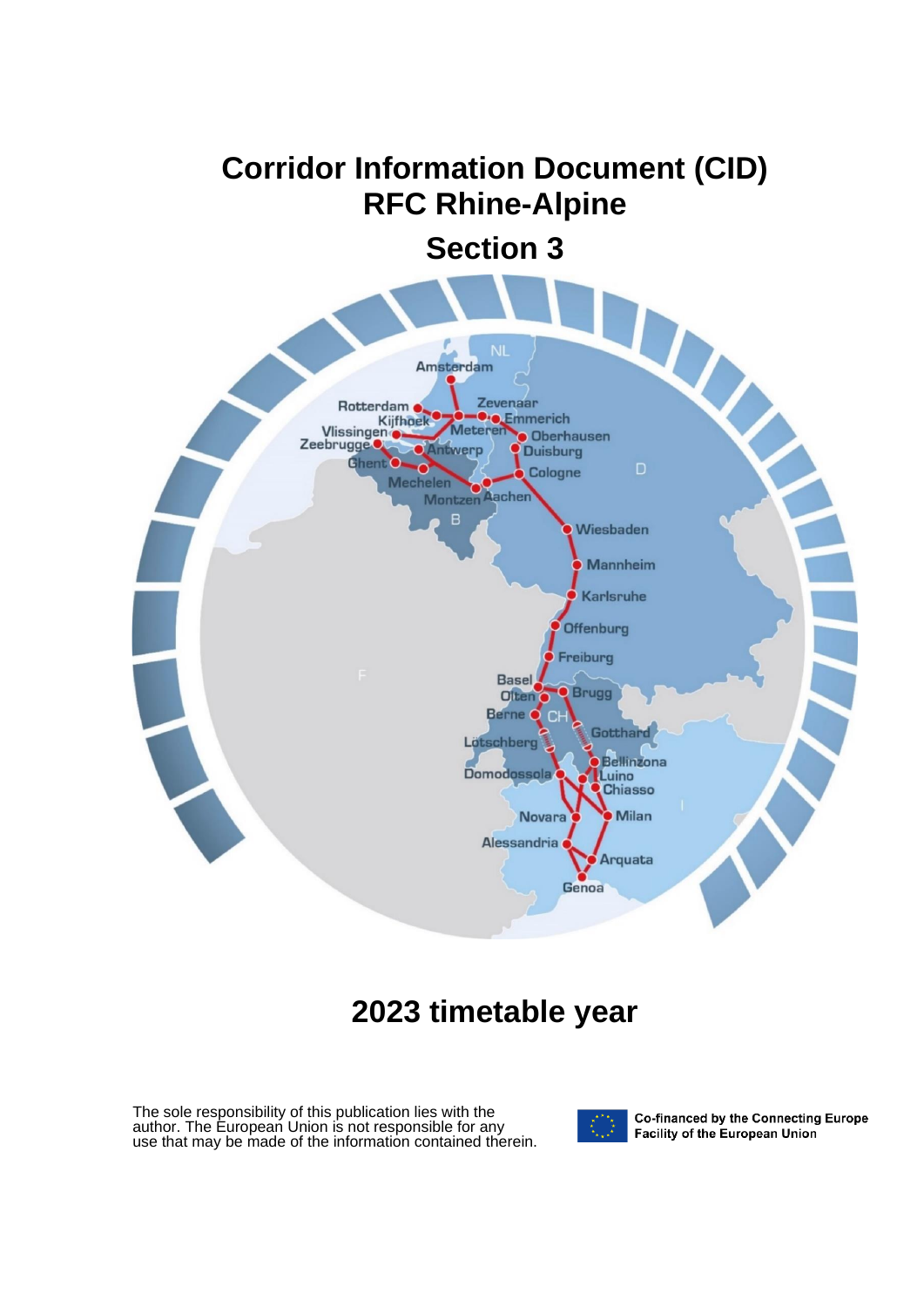# Corridor Information Document (CID)
# RFC Rhine-Alpine
## Section 3

## 2023 timetable year

The sole responsibility of this publication lies with the author. The European Union is not responsible for any use that may be made of the information contained therein.

Co-financed by the Connecting Europe Facility of the European Union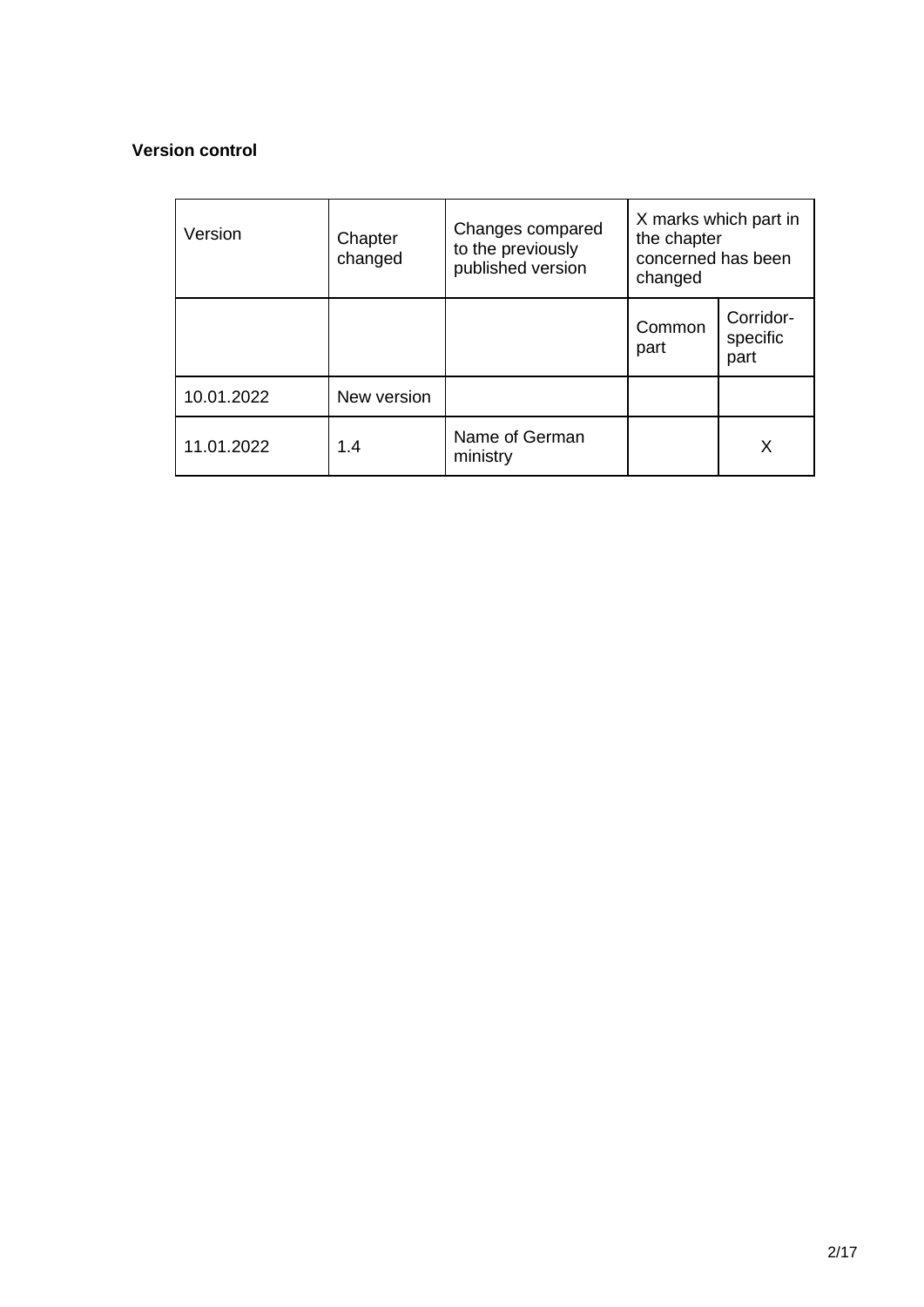**Version control**

| Version | Chapter changed | Changes compared to the previously published version | X marks which part in the chapter concerned has been changed | |
|---|---|---|---|---|
| | | | Common part | Corridor-specific part |
| 10.01.2022 | New version | | | |
| 11.01.2022 | 1.4 | Name of German ministry | | X |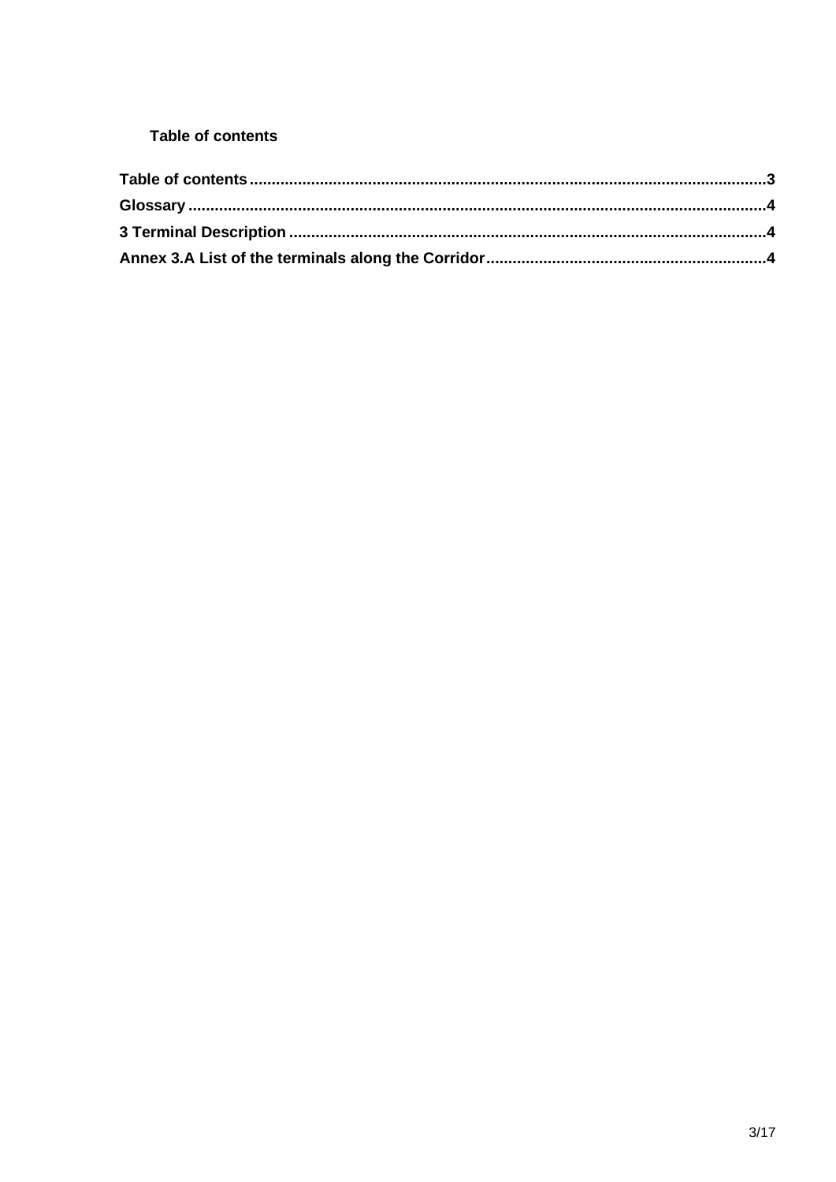## Table of contents

**Table of contents** .....................................................................................................................3

**Glossary** ....................................................................................................................................4

**3 Terminal Description** ............................................................................................................4

**Annex 3.A List of the terminals along the Corridor** ................................................................4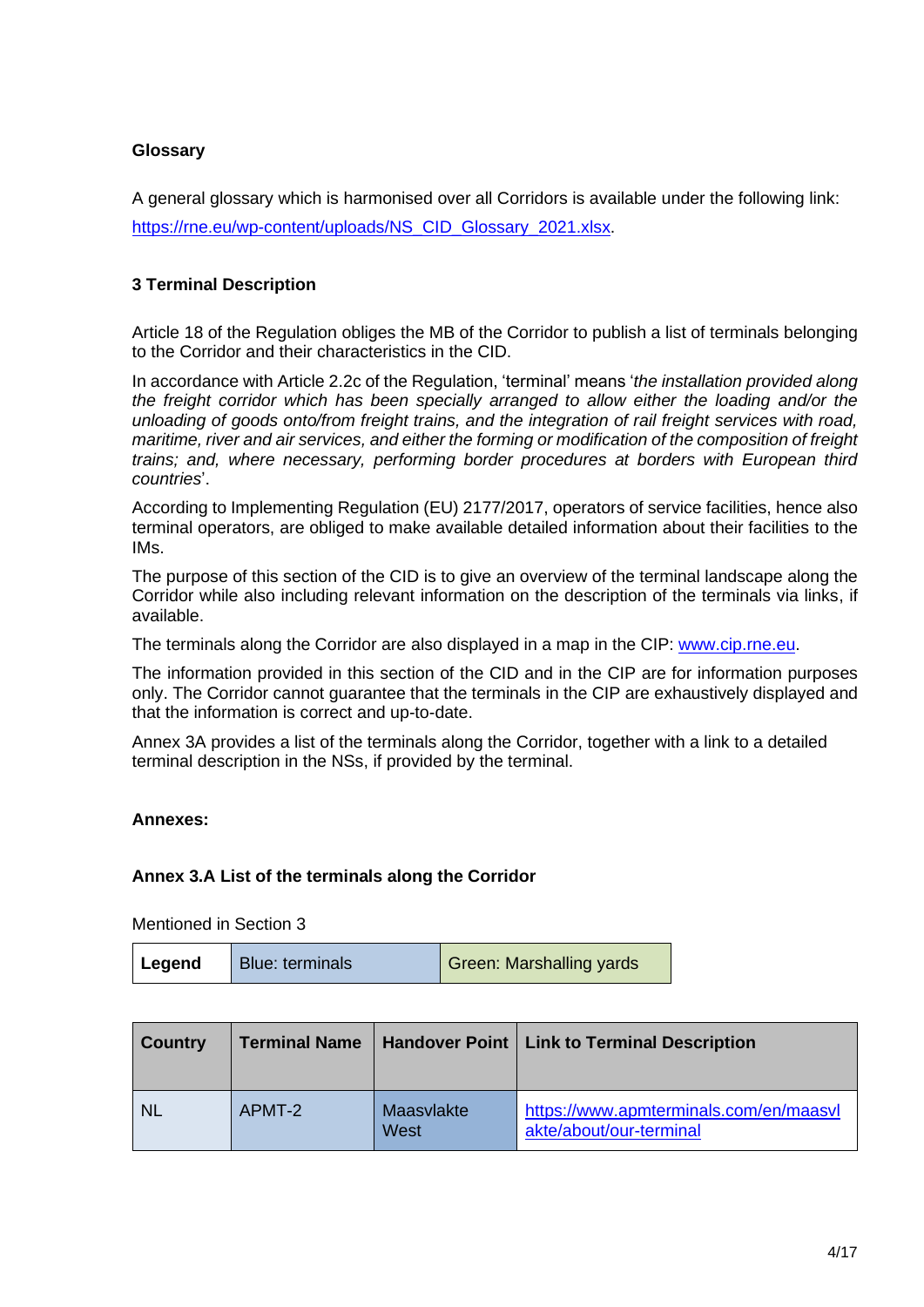**Glossary**

A general glossary which is harmonised over all Corridors is available under the following link: https://rne.eu/wp-content/uploads/NS_CID_Glossary_2021.xlsx.

## 3 Terminal Description

Article 18 of the Regulation obliges the MB of the Corridor to publish a list of terminals belonging to the Corridor and their characteristics in the CID.

In accordance with Article 2.2c of the Regulation, 'terminal' means '*the installation provided along the freight corridor which has been specially arranged to allow either the loading and/or the unloading of goods onto/from freight trains, and the integration of rail freight services with road, maritime, river and air services, and either the forming or modification of the composition of freight trains; and, where necessary, performing border procedures at borders with European third countries*'.

According to Implementing Regulation (EU) 2177/2017, operators of service facilities, hence also terminal operators, are obliged to make available detailed information about their facilities to the IMs.

The purpose of this section of the CID is to give an overview of the terminal landscape along the Corridor while also including relevant information on the description of the terminals via links, if available.

The terminals along the Corridor are also displayed in a map in the CIP: www.cip.rne.eu.

The information provided in this section of the CID and in the CIP are for information purposes only. The Corridor cannot guarantee that the terminals in the CIP are exhaustively displayed and that the information is correct and up-to-date.

Annex 3A provides a list of the terminals along the Corridor, together with a link to a detailed terminal description in the NSs, if provided by the terminal.

**Annexes:**

**Annex 3.A List of the terminals along the Corridor**

Mentioned in Section 3

| Legend | Blue: terminals | Green: Marshalling yards |
|---|---|---|

| Country | Terminal Name | Handover Point | Link to Terminal Description |
|---|---|---|---|
| NL | APMT-2 | Maasvlakte West | https://www.apmterminals.com/en/maasvlakte/about/our-terminal |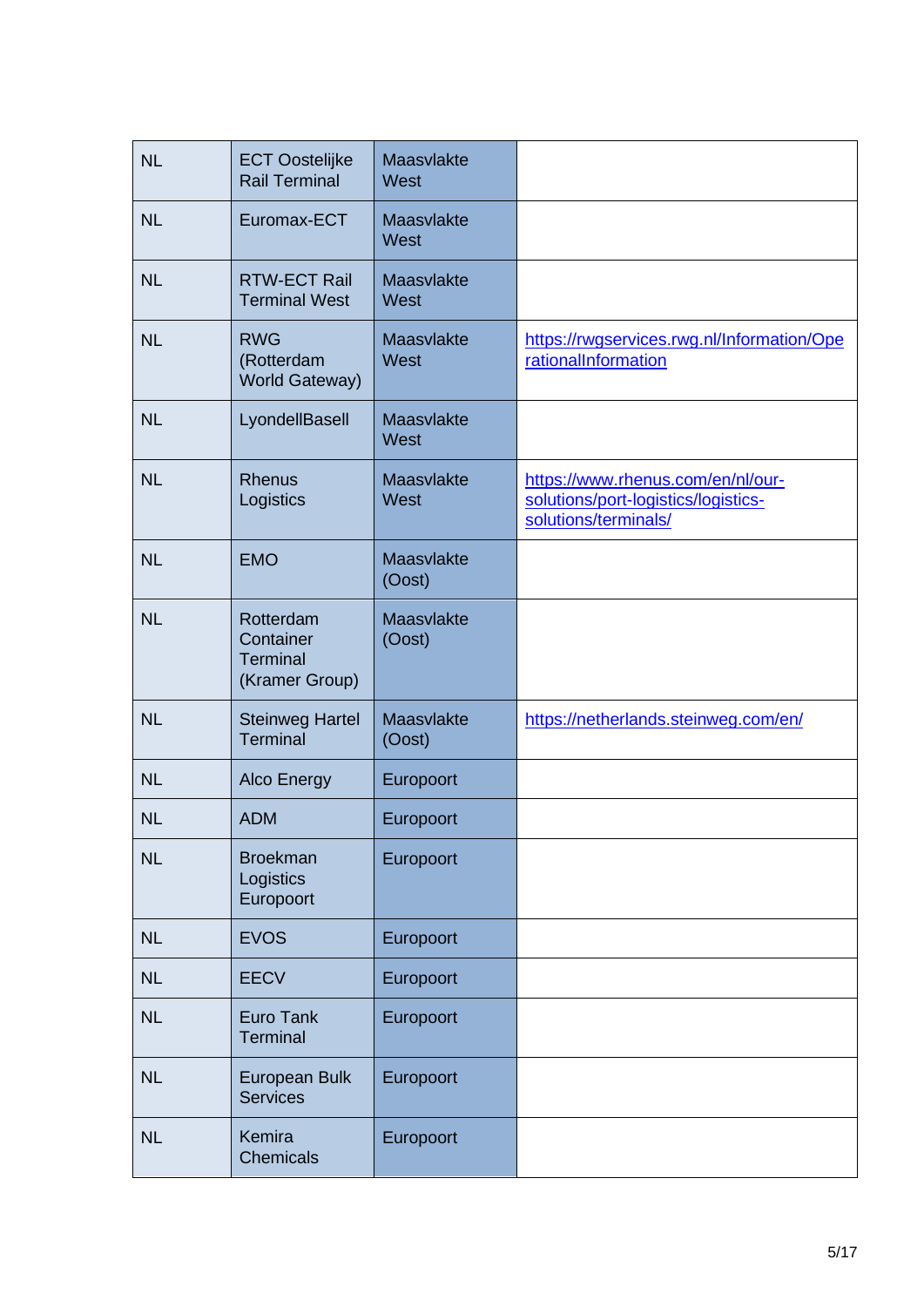| NL | ECT Oostelijke Rail Terminal | Maasvlakte West | |
|---|---|---|---|
| NL | Euromax-ECT | Maasvlakte West | |
| NL | RTW-ECT Rail Terminal West | Maasvlakte West | |
| NL | RWG (Rotterdam World Gateway) | Maasvlakte West | https://rwgservices.rwg.nl/Information/OperationalInformation |
| NL | LyondellBasell | Maasvlakte West | |
| NL | Rhenus Logistics | Maasvlakte West | https://www.rhenus.com/en/nl/our-solutions/port-logistics/logistics-solutions/terminals/ |
| NL | EMO | Maasvlakte (Oost) | |
| NL | Rotterdam Container Terminal (Kramer Group) | Maasvlakte (Oost) | |
| NL | Steinweg Hartel Terminal | Maasvlakte (Oost) | https://netherlands.steinweg.com/en/ |
| NL | Alco Energy | Europoort | |
| NL | ADM | Europoort | |
| NL | Broekman Logistics Europoort | Europoort | |
| NL | EVOS | Europoort | |
| NL | EECV | Europoort | |
| NL | Euro Tank Terminal | Europoort | |
| NL | European Bulk Services | Europoort | |
| NL | Kemira Chemicals | Europoort | |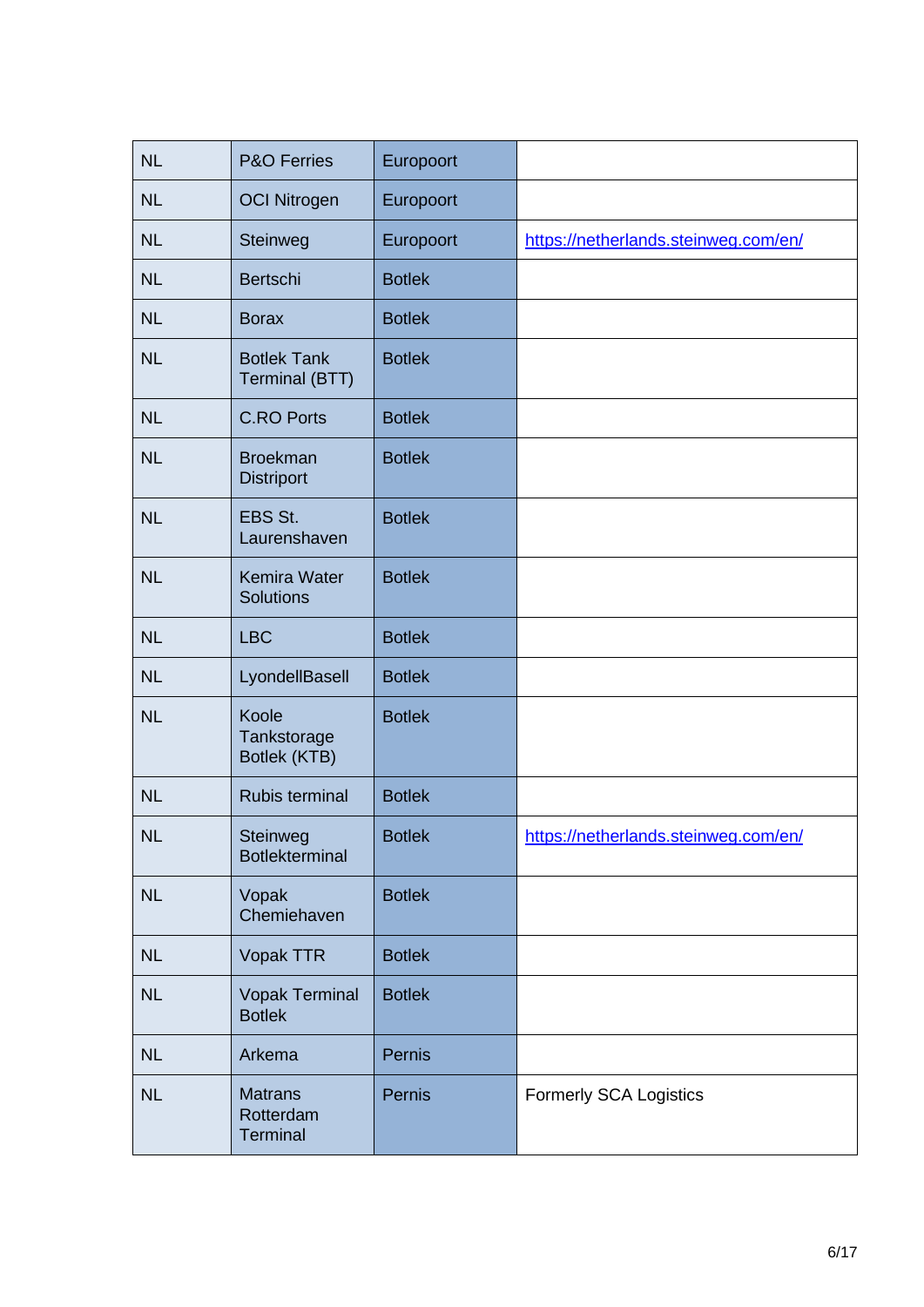| NL | P&O Ferries | Europoort | |
|---|---|---|---|
| NL | OCI Nitrogen | Europoort | |
| NL | Steinweg | Europoort | https://netherlands.steinweg.com/en/ |
| NL | Bertschi | Botlek | |
| NL | Borax | Botlek | |
| NL | Botlek Tank Terminal (BTT) | Botlek | |
| NL | C.RO Ports | Botlek | |
| NL | Broekman Distriport | Botlek | |
| NL | EBS St. Laurenshaven | Botlek | |
| NL | Kemira Water Solutions | Botlek | |
| NL | LBC | Botlek | |
| NL | LyondellBasell | Botlek | |
| NL | Koole Tankstorage Botlek (KTB) | Botlek | |
| NL | Rubis terminal | Botlek | |
| NL | Steinweg Botlekterminal | Botlek | https://netherlands.steinweg.com/en/ |
| NL | Vopak Chemiehaven | Botlek | |
| NL | Vopak TTR | Botlek | |
| NL | Vopak Terminal Botlek | Botlek | |
| NL | Arkema | Pernis | |
| NL | Matrans Rotterdam Terminal | Pernis | Formerly SCA Logistics |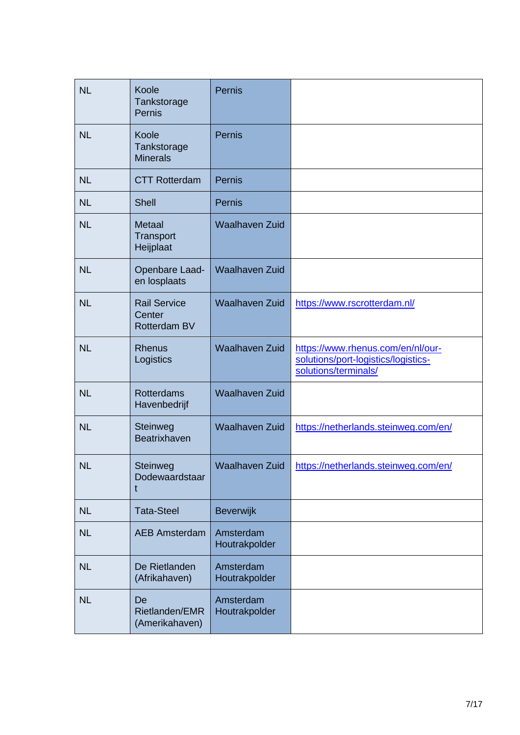| NL | Koole Tankstorage Pernis | Pernis | |
|---|---|---|---|
| NL | Koole Tankstorage Minerals | Pernis | |
| NL | CTT Rotterdam | Pernis | |
| NL | Shell | Pernis | |
| NL | Metaal Transport Heijplaat | Waalhaven Zuid | |
| NL | Openbare Laad- en losplaats | Waalhaven Zuid | |
| NL | Rail Service Center Rotterdam BV | Waalhaven Zuid | https://www.rscrotterdam.nl/ |
| NL | Rhenus Logistics | Waalhaven Zuid | https://www.rhenus.com/en/nl/our-solutions/port-logistics/logistics-solutions/terminals/ |
| NL | Rotterdams Havenbedrijf | Waalhaven Zuid | |
| NL | Steinweg Beatrixhaven | Waalhaven Zuid | https://netherlands.steinweg.com/en/ |
| NL | Steinweg Dodewaardstaart | Waalhaven Zuid | https://netherlands.steinweg.com/en/ |
| NL | Tata-Steel | Beverwijk | |
| NL | AEB Amsterdam | Amsterdam Houtrakpolder | |
| NL | De Rietlanden (Afrikahaven) | Amsterdam Houtrakpolder | |
| NL | De Rietlanden/EMR (Amerikahaven) | Amsterdam Houtrakpolder | |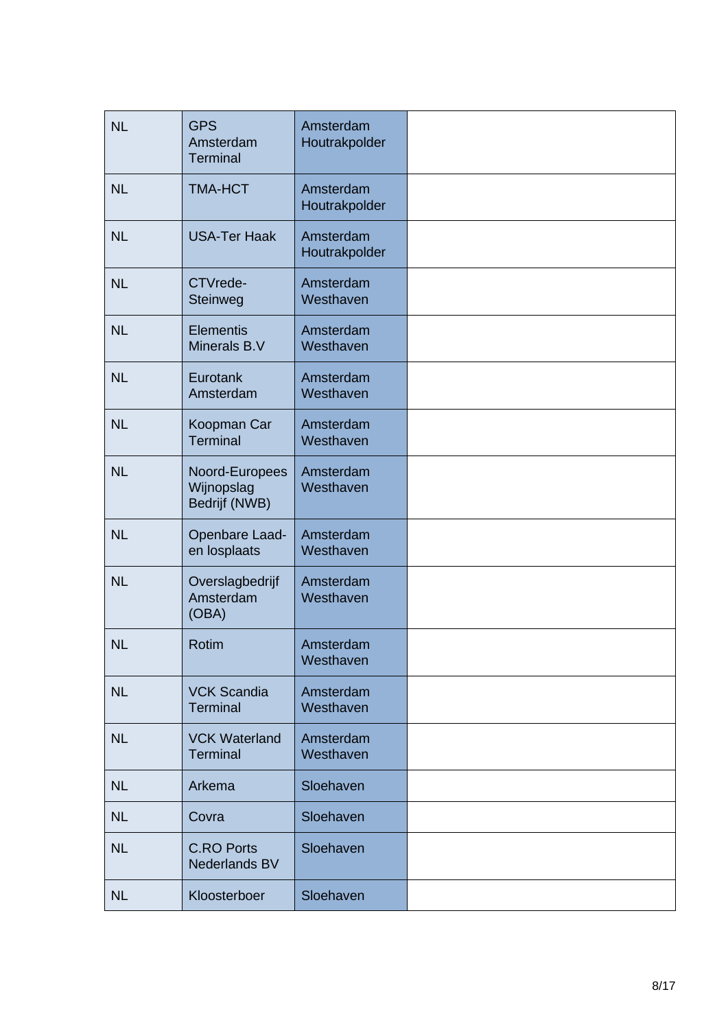| NL | GPS Amsterdam Terminal | Amsterdam Houtrakpolder | |
|---|---|---|---|
| NL | TMA-HCT | Amsterdam Houtrakpolder | |
| NL | USA-Ter Haak | Amsterdam Houtrakpolder | |
| NL | CTVrede-Steinweg | Amsterdam Westhaven | |
| NL | Elementis Minerals B.V | Amsterdam Westhaven | |
| NL | Eurotank Amsterdam | Amsterdam Westhaven | |
| NL | Koopman Car Terminal | Amsterdam Westhaven | |
| NL | Noord-Europees Wijnopslag Bedrijf (NWB) | Amsterdam Westhaven | |
| NL | Openbare Laad- en losplaats | Amsterdam Westhaven | |
| NL | Overslagbedrijf Amsterdam (OBA) | Amsterdam Westhaven | |
| NL | Rotim | Amsterdam Westhaven | |
| NL | VCK Scandia Terminal | Amsterdam Westhaven | |
| NL | VCK Waterland Terminal | Amsterdam Westhaven | |
| NL | Arkema | Sloehaven | |
| NL | Covra | Sloehaven | |
| NL | C.RO Ports Nederlands BV | Sloehaven | |
| NL | Kloosterboer | Sloehaven | |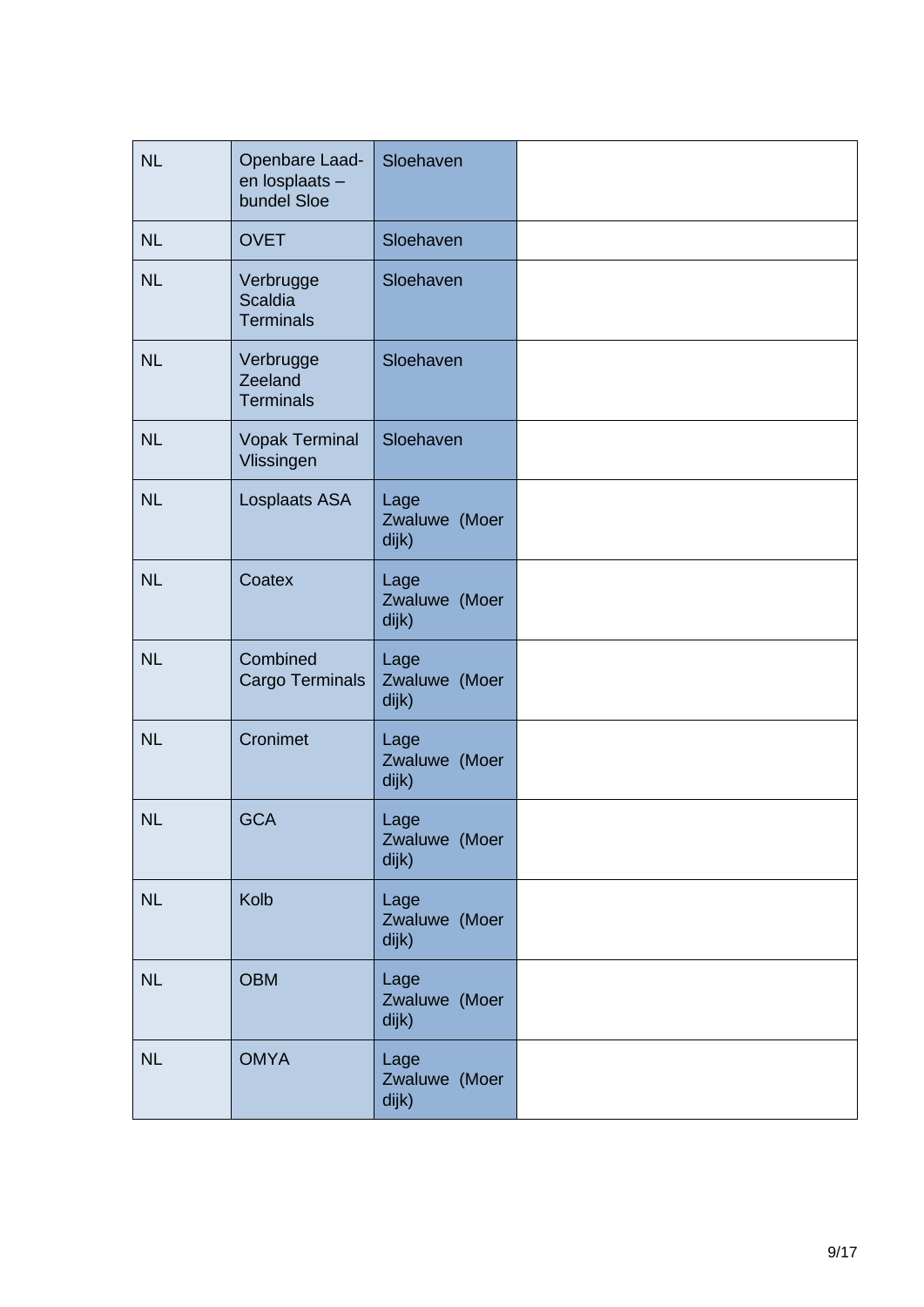| | | | |
|---|---|---|---|
| NL | Openbare Laad- en losplaats – bundel Sloe | Sloehaven | |
| NL | OVET | Sloehaven | |
| NL | Verbrugge Scaldia Terminals | Sloehaven | |
| NL | Verbrugge Zeeland Terminals | Sloehaven | |
| NL | Vopak Terminal Vlissingen | Sloehaven | |
| NL | Losplaats ASA | Lage Zwaluwe (Moerdijk) | |
| NL | Coatex | Lage Zwaluwe (Moerdijk) | |
| NL | Combined Cargo Terminals | Lage Zwaluwe (Moerdijk) | |
| NL | Cronimet | Lage Zwaluwe (Moerdijk) | |
| NL | GCA | Lage Zwaluwe (Moerdijk) | |
| NL | Kolb | Lage Zwaluwe (Moerdijk) | |
| NL | OBM | Lage Zwaluwe (Moerdijk) | |
| NL | OMYA | Lage Zwaluwe (Moerdijk) | |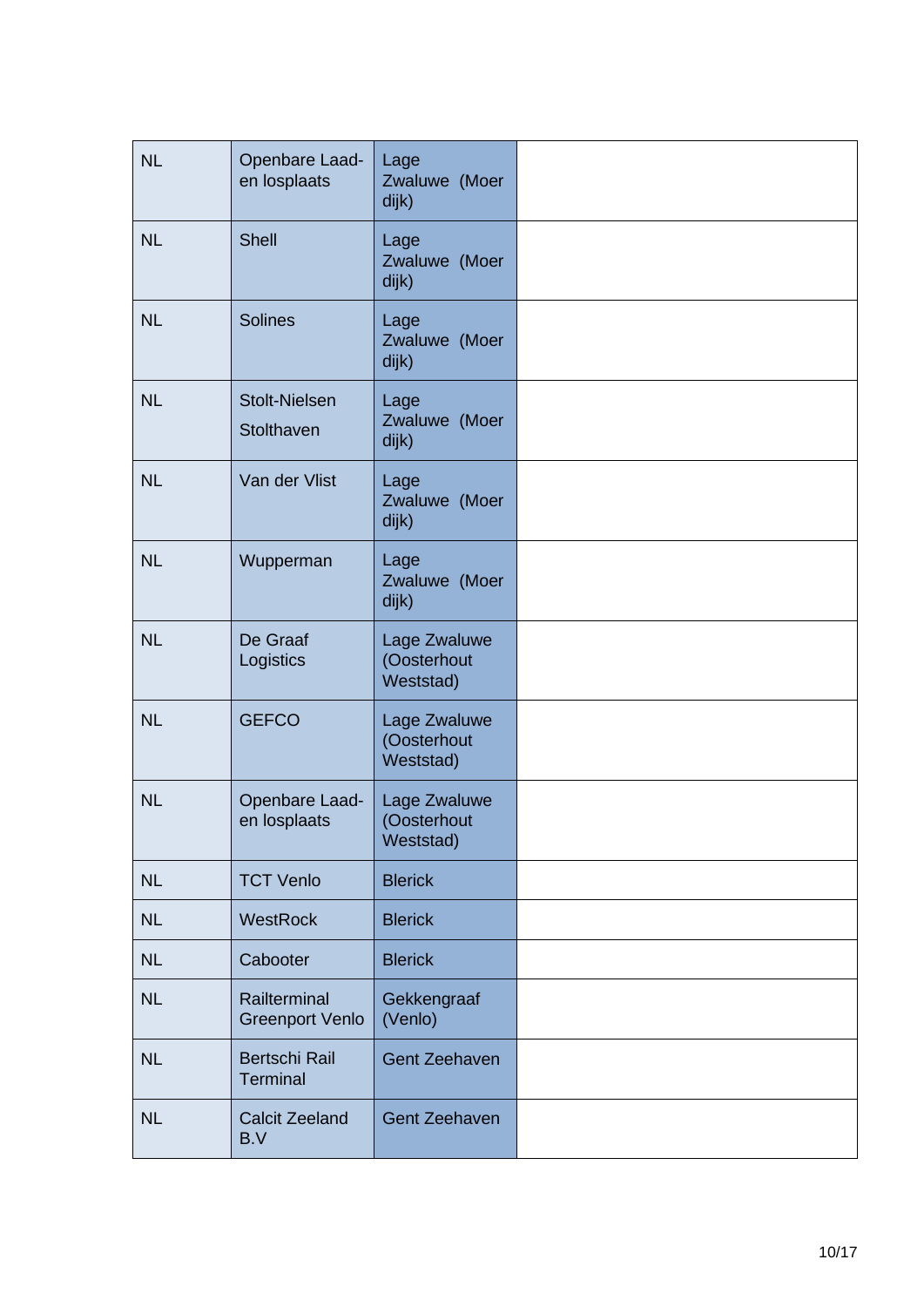| NL | Openbare Laad- en losplaats | Lage Zwaluwe (Moerdijk) | |
|---|---|---|---|
| NL | Shell | Lage Zwaluwe (Moerdijk) | |
| NL | Solines | Lage Zwaluwe (Moerdijk) | |
| NL | Stolt-Nielsen Stolthaven | Lage Zwaluwe (Moerdijk) | |
| NL | Van der Vlist | Lage Zwaluwe (Moerdijk) | |
| NL | Wupperman | Lage Zwaluwe (Moerdijk) | |
| NL | De Graaf Logistics | Lage Zwaluwe (Oosterhout Weststad) | |
| NL | GEFCO | Lage Zwaluwe (Oosterhout Weststad) | |
| NL | Openbare Laad- en losplaats | Lage Zwaluwe (Oosterhout Weststad) | |
| NL | TCT Venlo | Blerick | |
| NL | WestRock | Blerick | |
| NL | Cabooter | Blerick | |
| NL | Railterminal Greenport Venlo | Gekkengraaf (Venlo) | |
| NL | Bertschi Rail Terminal | Gent Zeehaven | |
| NL | Calcit Zeeland B.V | Gent Zeehaven | |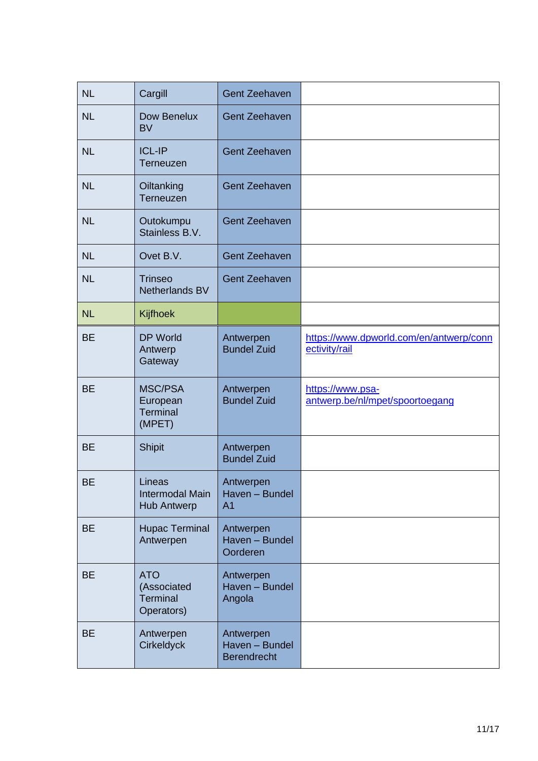| | | | |
|---|---|---|---|
| NL | Cargill | Gent Zeehaven | |
| NL | Dow Benelux BV | Gent Zeehaven | |
| NL | ICL-IP Terneuzen | Gent Zeehaven | |
| NL | Oiltanking Terneuzen | Gent Zeehaven | |
| NL | Outokumpu Stainless B.V. | Gent Zeehaven | |
| NL | Ovet B.V. | Gent Zeehaven | |
| NL | Trinseo Netherlands BV | Gent Zeehaven | |
| NL | Kijfhoek | | |
| BE | DP World Antwerp Gateway | Antwerpen Bundel Zuid | https://www.dpworld.com/en/antwerp/connectivity/rail |
| BE | MSC/PSA European Terminal (MPET) | Antwerpen Bundel Zuid | https://www.psa-antwerp.be/nl/mpet/spoortoegang |
| BE | Shipit | Antwerpen Bundel Zuid | |
| BE | Lineas Intermodal Main Hub Antwerp | Antwerpen Haven – Bundel A1 | |
| BE | Hupac Terminal Antwerpen | Antwerpen Haven – Bundel Oorderen | |
| BE | ATO (Associated Terminal Operators) | Antwerpen Haven – Bundel Angola | |
| BE | Antwerpen Cirkeldyck | Antwerpen Haven – Bundel Berendrecht | |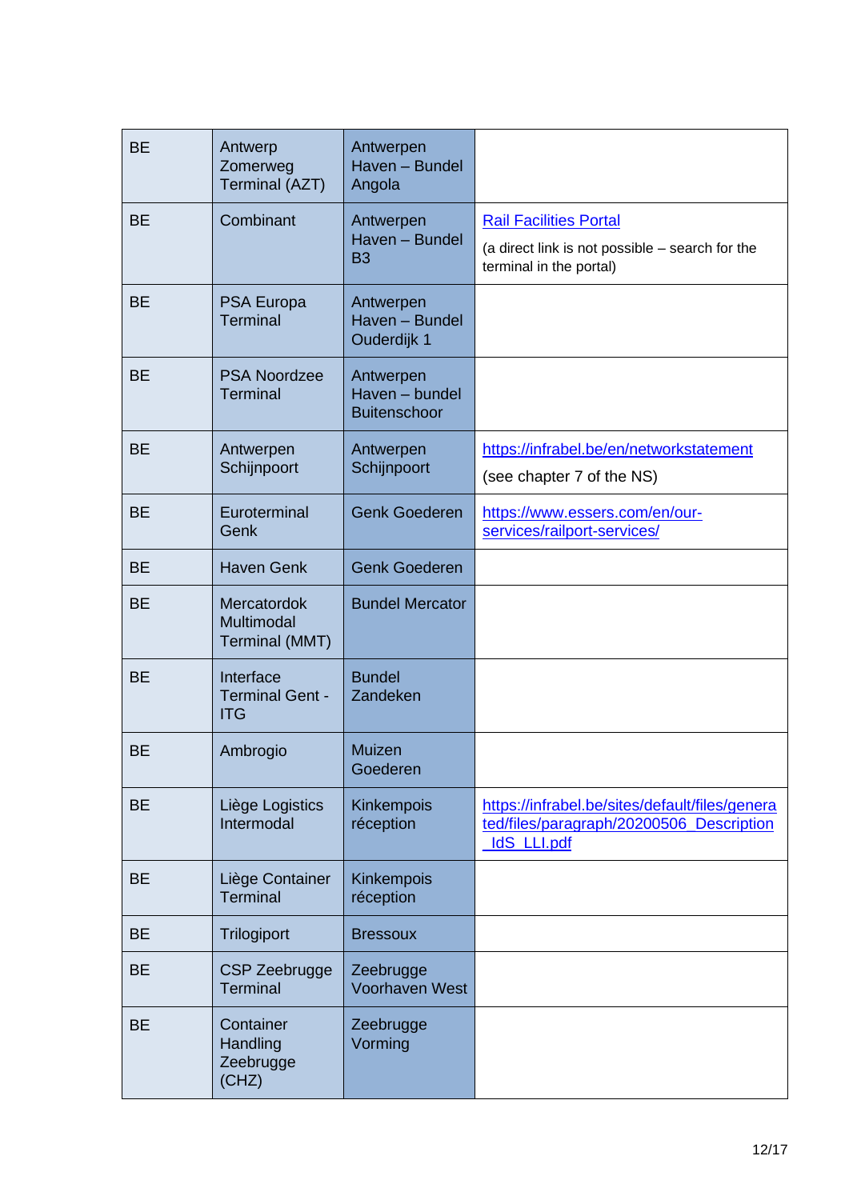| BE | Antwerp Zomerweg Terminal (AZT) | Antwerpen Haven – Bundel Angola | |
|---|---|---|---|
| BE | Combinant | Antwerpen Haven – Bundel B3 | Rail Facilities Portal (a direct link is not possible – search for the terminal in the portal) |
| BE | PSA Europa Terminal | Antwerpen Haven – Bundel Ouderdijk 1 | |
| BE | PSA Noordzee Terminal | Antwerpen Haven – bundel Buitenschoor | |
| BE | Antwerpen Schijnpoort | Antwerpen Schijnpoort | https://infrabel.be/en/networkstatement (see chapter 7 of the NS) |
| BE | Euroterminal Genk | Genk Goederen | https://www.essers.com/en/our-services/railport-services/ |
| BE | Haven Genk | Genk Goederen | |
| BE | Mercatordok Multimodal Terminal (MMT) | Bundel Mercator | |
| BE | Interface Terminal Gent - ITG | Bundel Zandeken | |
| BE | Ambrogio | Muizen Goederen | |
| BE | Liège Logistics Intermodal | Kinkempois réception | https://infrabel.be/sites/default/files/generated/files/paragraph/20200506_Description_IdS_LLI.pdf |
| BE | Liège Container Terminal | Kinkempois réception | |
| BE | Trilogiport | Bressoux | |
| BE | CSP Zeebrugge Terminal | Zeebrugge Voorhaven West | |
| BE | Container Handling Zeebrugge (CHZ) | Zeebrugge Vorming | |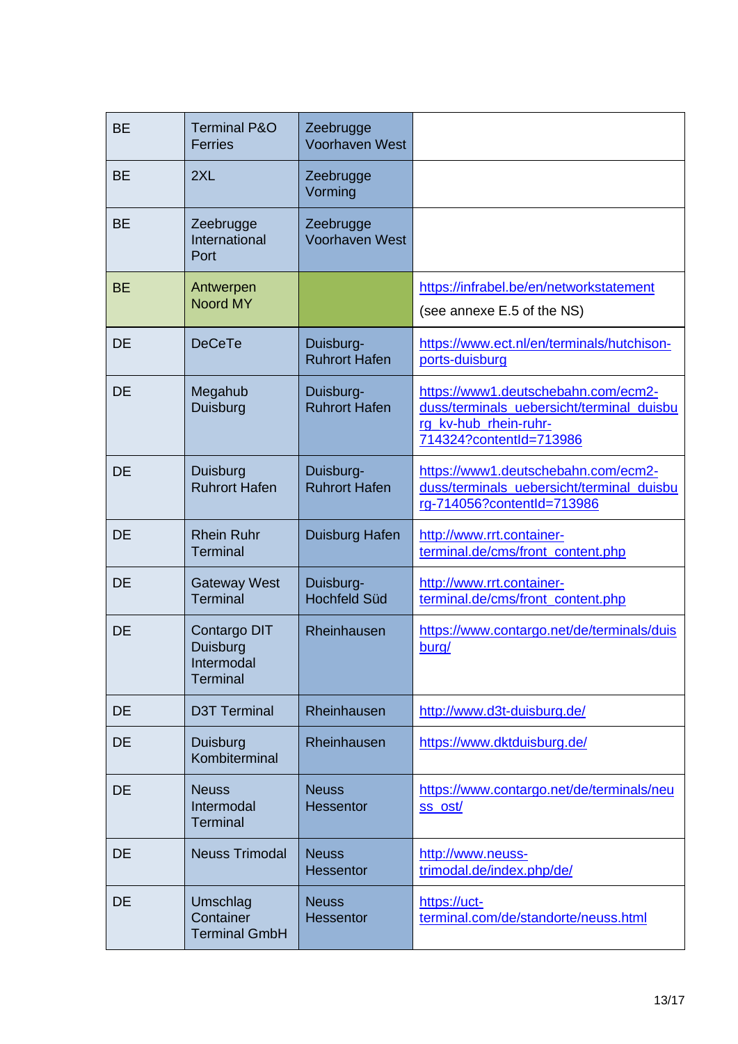| BE | Terminal P&O Ferries | Zeebrugge Voorhaven West | |
|---|---|---|---|
| BE | 2XL | Zeebrugge Vorming | |
| BE | Zeebrugge International Port | Zeebrugge Voorhaven West | |
| BE | Antwerpen Noord MY | | https://infrabel.be/en/networkstatement (see annexe E.5 of the NS) |
| DE | DeCeTe | Duisburg-Ruhrort Hafen | https://www.ect.nl/en/terminals/hutchison-ports-duisburg |
| DE | Megahub Duisburg | Duisburg-Ruhrort Hafen | https://www1.deutschebahn.com/ecm2-duss/terminals_uebersicht/terminal_duisburg_kv-hub_rhein-ruhr-714324?contentId=713986 |
| DE | Duisburg Ruhrort Hafen | Duisburg-Ruhrort Hafen | https://www1.deutschebahn.com/ecm2-duss/terminals_uebersicht/terminal_duisburg-714056?contentId=713986 |
| DE | Rhein Ruhr Terminal | Duisburg Hafen | http://www.rrt.container-terminal.de/cms/front_content.php |
| DE | Gateway West Terminal | Duisburg-Hochfeld Süd | http://www.rrt.container-terminal.de/cms/front_content.php |
| DE | Contargo DIT Duisburg Intermodal Terminal | Rheinhausen | https://www.contargo.net/de/terminals/duisburg/ |
| DE | D3T Terminal | Rheinhausen | http://www.d3t-duisburg.de/ |
| DE | Duisburg Kombiterminal | Rheinhausen | https://www.dktduisburg.de/ |
| DE | Neuss Intermodal Terminal | Neuss Hessentor | https://www.contargo.net/de/terminals/neuss_ost/ |
| DE | Neuss Trimodal | Neuss Hessentor | http://www.neuss-trimodal.de/index.php/de/ |
| DE | Umschlag Container Terminal GmbH | Neuss Hessentor | https://uct-terminal.com/de/standorte/neuss.html |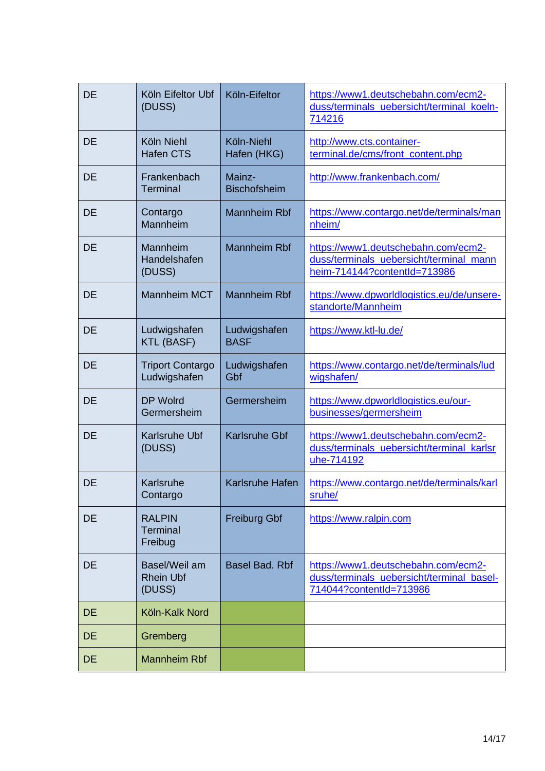| DE | Köln Eifeltor Ubf (DUSS) | Köln-Eifeltor | https://www1.deutschebahn.com/ecm2-duss/terminals_uebersicht/terminal_koeln-714216 |
|---|---|---|---|
| DE | Köln Niehl Hafen CTS | Köln-Niehl Hafen (HKG) | http://www.cts.container-terminal.de/cms/front_content.php |
| DE | Frankenbach Terminal | Mainz-Bischofsheim | http://www.frankenbach.com/ |
| DE | Contargo Mannheim | Mannheim Rbf | https://www.contargo.net/de/terminals/mannheim/ |
| DE | Mannheim Handelshafen (DUSS) | Mannheim Rbf | https://www1.deutschebahn.com/ecm2-duss/terminals_uebersicht/terminal_mannheim-714144?contentId=713986 |
| DE | Mannheim MCT | Mannheim Rbf | https://www.dpworldlogistics.eu/de/unsere-standorte/Mannheim |
| DE | Ludwigshafen KTL (BASF) | Ludwigshafen BASF | https://www.ktl-lu.de/ |
| DE | Triport Contargo Ludwigshafen | Ludwigshafen Gbf | https://www.contargo.net/de/terminals/ludwigshafen/ |
| DE | DP Wolrd Germersheim | Germersheim | https://www.dpworldlogistics.eu/our-businesses/germersheim |
| DE | Karlsruhe Ubf (DUSS) | Karlsruhe Gbf | https://www1.deutschebahn.com/ecm2-duss/terminals_uebersicht/terminal_karlsruhe-714192 |
| DE | Karlsruhe Contargo | Karlsruhe Hafen | https://www.contargo.net/de/terminals/karlsruhe/ |
| DE | RALPIN Terminal Freibug | Freiburg Gbf | https://www.ralpin.com |
| DE | Basel/Weil am Rhein Ubf (DUSS) | Basel Bad. Rbf | https://www1.deutschebahn.com/ecm2-duss/terminals_uebersicht/terminal_basel-714044?contentId=713986 |
| DE | Köln-Kalk Nord | | |
| DE | Gremberg | | |
| DE | Mannheim Rbf | | |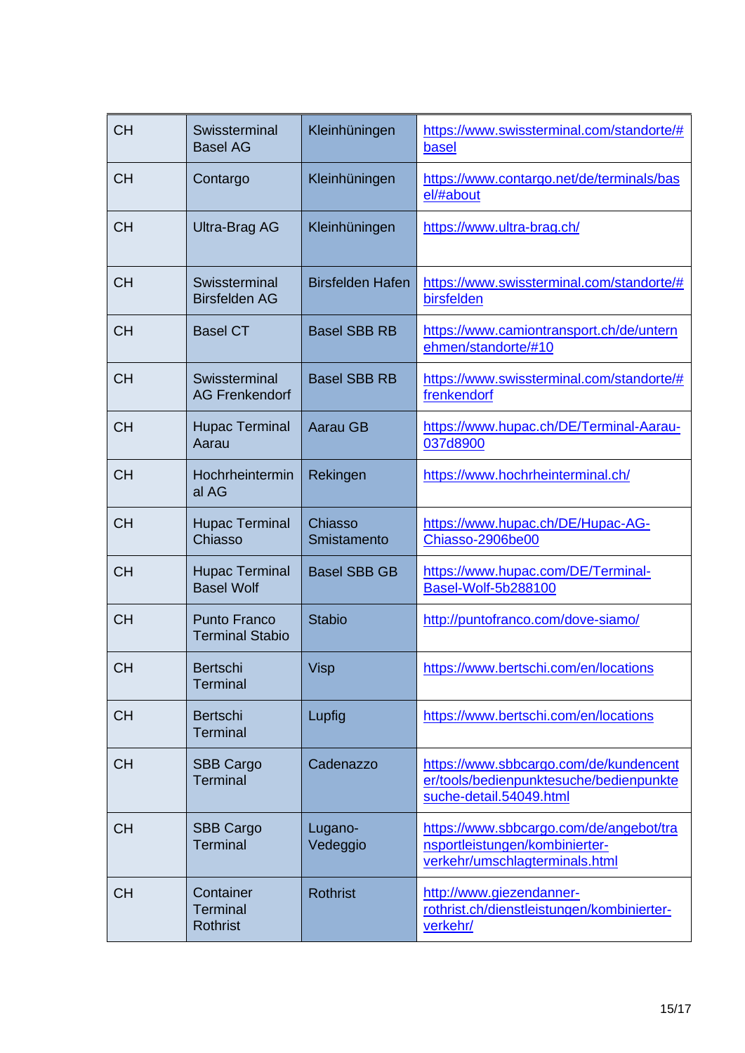| CH | Swissterminal Basel AG | Kleinhüningen | https://www.swissterminal.com/standorte/#basel |
|---|---|---|---|
| CH | Contargo | Kleinhüningen | https://www.contargo.net/de/terminals/basel/#about |
| CH | Ultra-Brag AG | Kleinhüningen | https://www.ultra-brag.ch/ |
| CH | Swissterminal Birsfelden AG | Birsfelden Hafen | https://www.swissterminal.com/standorte/#birsfelden |
| CH | Basel CT | Basel SBB RB | https://www.camiontransport.ch/de/unternehmen/standorte/#10 |
| CH | Swissterminal AG Frenkendorf | Basel SBB RB | https://www.swissterminal.com/standorte/#frenkendorf |
| CH | Hupac Terminal Aarau | Aarau GB | https://www.hupac.ch/DE/Terminal-Aarau-037d8900 |
| CH | Hochrheinterminal AG | Rekingen | https://www.hochrheinterminal.ch/ |
| CH | Hupac Terminal Chiasso | Chiasso Smistamento | https://www.hupac.ch/DE/Hupac-AG-Chiasso-2906be00 |
| CH | Hupac Terminal Basel Wolf | Basel SBB GB | https://www.hupac.com/DE/Terminal-Basel-Wolf-5b288100 |
| CH | Punto Franco Terminal Stabio | Stabio | http://puntofranco.com/dove-siamo/ |
| CH | Bertschi Terminal | Visp | https://www.bertschi.com/en/locations |
| CH | Bertschi Terminal | Lupfig | https://www.bertschi.com/en/locations |
| CH | SBB Cargo Terminal | Cadenazzo | https://www.sbbcargo.com/de/kundencenter/tools/bedienpunktesuche/bedienpunktesuche-detail.54049.html |
| CH | SBB Cargo Terminal | Lugano-Vedeggio | https://www.sbbcargo.com/de/angebot/transportleistungen/kombinierter-verkehr/umschlagterminals.html |
| CH | Container Terminal Rothrist | Rothrist | http://www.giezendanner-rothrist.ch/dienstleistungen/kombinierter-verkehr/ |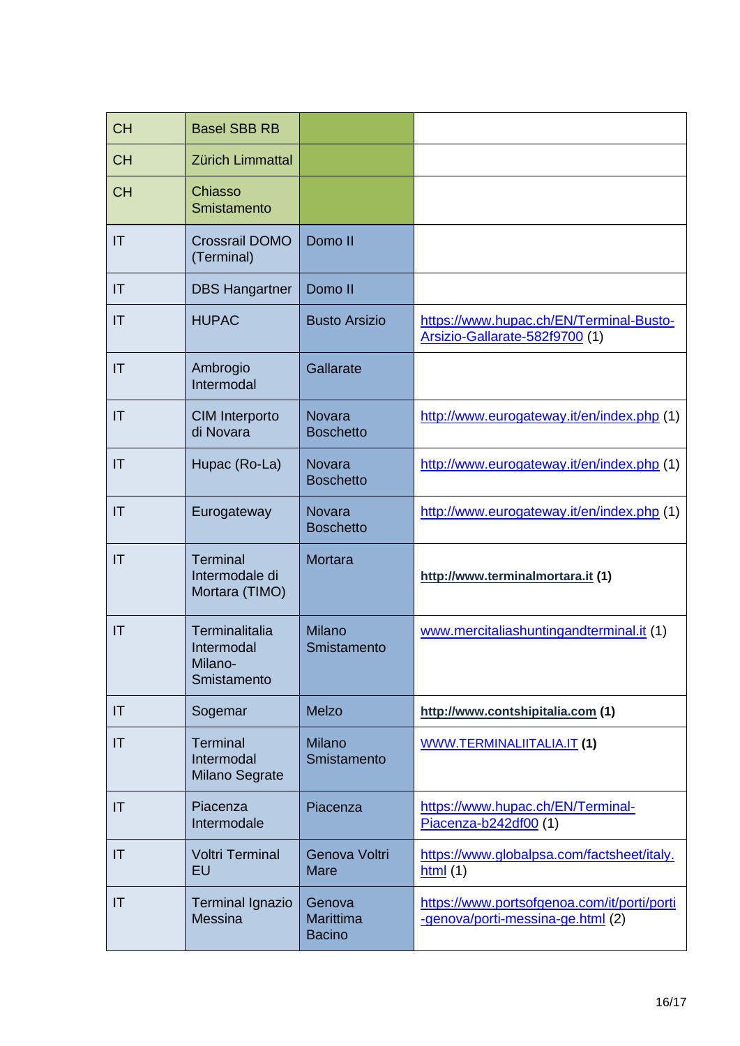| CH | Basel SBB RB | | |
|---|---|---|---|
| CH | Zürich Limmattal | | |
| CH | Chiasso Smistamento | | |
| IT | Crossrail DOMO (Terminal) | Domo II | |
| IT | DBS Hangartner | Domo II | |
| IT | HUPAC | Busto Arsizio | https://www.hupac.ch/EN/Terminal-Busto-Arsizio-Gallarate-582f9700 (1) |
| IT | Ambrogio Intermodal | Gallarate | |
| IT | CIM Interporto di Novara | Novara Boschetto | http://www.eurogateway.it/en/index.php (1) |
| IT | Hupac (Ro-La) | Novara Boschetto | http://www.eurogateway.it/en/index.php (1) |
| IT | Eurogateway | Novara Boschetto | http://www.eurogateway.it/en/index.php (1) |
| IT | Terminal Intermodale di Mortara (TIMO) | Mortara | **http://www.terminalmortara.it (1)** |
| IT | Terminalitalia Intermodal Milano-Smistamento | Milano Smistamento | www.mercitaliashuntingandterminal.it (1) |
| IT | Sogemar | Melzo | **http://www.contshipitalia.com (1)** |
| IT | Terminal Intermodal Milano Segrate | Milano Smistamento | WWW.TERMINALIITALIA.IT **(1)** |
| IT | Piacenza Intermodale | Piacenza | https://www.hupac.ch/EN/Terminal-Piacenza-b242df00 (1) |
| IT | Voltri Terminal EU | Genova Voltri Mare | https://www.globalpsa.com/factsheet/italy.html (1) |
| IT | Terminal Ignazio Messina | Genova Marittima Bacino | https://www.portsofgenoa.com/it/porti/porti-genova/porti-messina-ge.html (2) |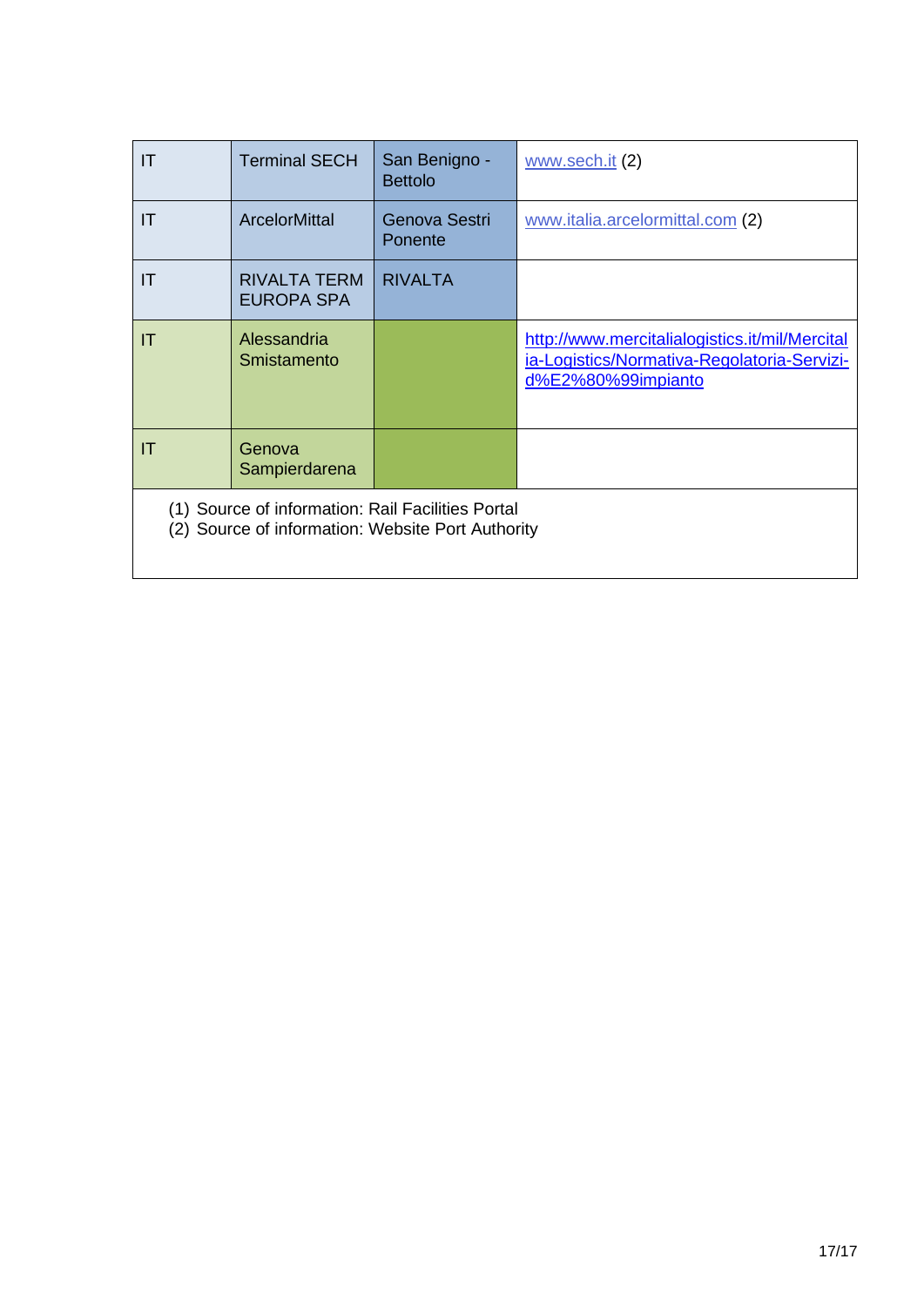| | | | |
|---|---|---|---|
| IT | Terminal SECH | San Benigno - Bettolo | www.sech.it (2) |
| IT | ArcelorMittal | Genova Sestri Ponente | www.italia.arcelormittal.com (2) |
| IT | RIVALTA TERM EUROPA SPA | RIVALTA | |
| IT | Alessandria Smistamento | | http://www.mercitalialogistics.it/mil/Mercitalia-Logistics/Normativa-Regolatoria-Servizi-d%E2%80%99impianto |
| IT | Genova Sampierdarena | | |

(1) Source of information: Rail Facilities Portal
(2) Source of information: Website Port Authority